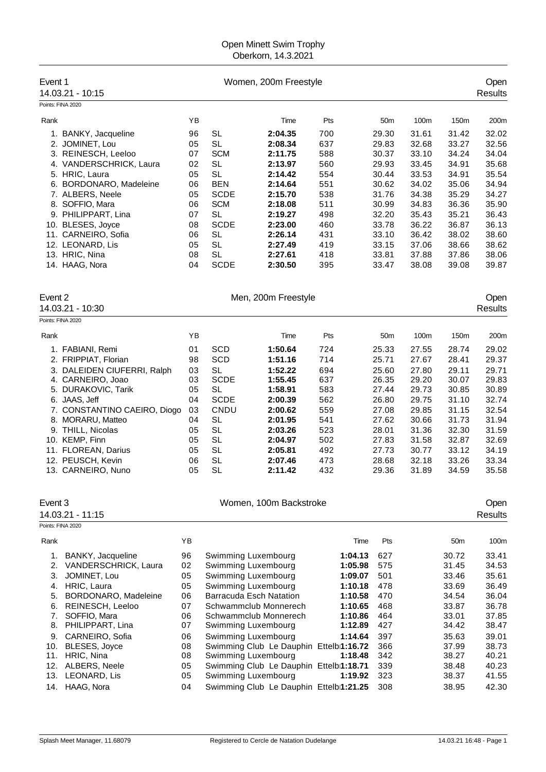# Open Minett Swim Trophy

Oberkorn, 14.3.2021

## Event 1 — Women, 200m Freestyle — Open Results

14.03.21 - 10:15

Points: FINA 2020

| Rank | Name | YB | Club | Time | Pts | 50m | 100m | 150m | 200m |
|---|---|---|---|---|---|---|---|---|---|
| 1. | BANKY, Jacqueline | 96 | SL | **2:04.35** | 700 | 29.30 | 31.61 | 31.42 | 32.02 |
| 2. | JOMINET, Lou | 05 | SL | **2:08.34** | 637 | 29.83 | 32.68 | 33.27 | 32.56 |
| 3. | REINESCH, Leeloo | 07 | SCM | **2:11.75** | 588 | 30.37 | 33.10 | 34.24 | 34.04 |
| 4. | VANDERSCHRICK, Laura | 02 | SL | **2:13.97** | 560 | 29.93 | 33.45 | 34.91 | 35.68 |
| 5. | HRIC, Laura | 05 | SL | **2:14.42** | 554 | 30.44 | 33.53 | 34.91 | 35.54 |
| 6. | BORDONARO, Madeleine | 06 | BEN | **2:14.64** | 551 | 30.62 | 34.02 | 35.06 | 34.94 |
| 7. | ALBERS, Neele | 05 | SCDE | **2:15.70** | 538 | 31.76 | 34.38 | 35.29 | 34.27 |
| 8. | SOFFIO, Mara | 06 | SCM | **2:18.08** | 511 | 30.99 | 34.83 | 36.36 | 35.90 |
| 9. | PHILIPPART, Lina | 07 | SL | **2:19.27** | 498 | 32.20 | 35.43 | 35.21 | 36.43 |
| 10. | BLESES, Joyce | 08 | SCDE | **2:23.00** | 460 | 33.78 | 36.22 | 36.87 | 36.13 |
| 11. | CARNEIRO, Sofia | 06 | SL | **2:26.14** | 431 | 33.10 | 36.42 | 38.02 | 38.60 |
| 12. | LEONARD, Lis | 05 | SL | **2:27.49** | 419 | 33.15 | 37.06 | 38.66 | 38.62 |
| 13. | HRIC, Nina | 08 | SL | **2:27.61** | 418 | 33.81 | 37.88 | 37.86 | 38.06 |
| 14. | HAAG, Nora | 04 | SCDE | **2:30.50** | 395 | 33.47 | 38.08 | 39.08 | 39.87 |

## Event 2 — Men, 200m Freestyle — Open Results

14.03.21 - 10:30

Points: FINA 2020

| Rank | Name | YB | Club | Time | Pts | 50m | 100m | 150m | 200m |
|---|---|---|---|---|---|---|---|---|---|
| 1. | FABIANI, Remi | 01 | SCD | **1:50.64** | 724 | 25.33 | 27.55 | 28.74 | 29.02 |
| 2. | FRIPPIAT, Florian | 98 | SCD | **1:51.16** | 714 | 25.71 | 27.67 | 28.41 | 29.37 |
| 3. | DALEIDEN CIUFERRI, Ralph | 03 | SL | **1:52.22** | 694 | 25.60 | 27.80 | 29.11 | 29.71 |
| 4. | CARNEIRO, Joao | 03 | SCDE | **1:55.45** | 637 | 26.35 | 29.20 | 30.07 | 29.83 |
| 5. | DURAKOVIC, Tarik | 05 | SL | **1:58.91** | 583 | 27.44 | 29.73 | 30.85 | 30.89 |
| 6. | JAAS, Jeff | 04 | SCDE | **2:00.39** | 562 | 26.80 | 29.75 | 31.10 | 32.74 |
| 7. | CONSTANTINO CAEIRO, Diogo | 03 | CNDU | **2:00.62** | 559 | 27.08 | 29.85 | 31.15 | 32.54 |
| 8. | MORARU, Matteo | 04 | SL | **2:01.95** | 541 | 27.62 | 30.66 | 31.73 | 31.94 |
| 9. | THILL, Nicolas | 05 | SL | **2:03.26** | 523 | 28.01 | 31.36 | 32.30 | 31.59 |
| 10. | KEMP, Finn | 05 | SL | **2:04.97** | 502 | 27.83 | 31.58 | 32.87 | 32.69 |
| 11. | FLOREAN, Darius | 05 | SL | **2:05.81** | 492 | 27.73 | 30.77 | 33.12 | 34.19 |
| 12. | PEUSCH, Kevin | 06 | SL | **2:07.46** | 473 | 28.68 | 32.18 | 33.26 | 33.34 |
| 13. | CARNEIRO, Nuno | 05 | SL | **2:11.42** | 432 | 29.36 | 31.89 | 34.59 | 35.58 |

## Event 3 — Women, 100m Backstroke — Open Results

14.03.21 - 11:15

Points: FINA 2020

| Rank | Name | YB | Club | Time | Pts | 50m | 100m |
|---|---|---|---|---|---|---|---|
| 1. | BANKY, Jacqueline | 96 | Swimming Luxembourg | **1:04.13** | 627 | 30.72 | 33.41 |
| 2. | VANDERSCHRICK, Laura | 02 | Swimming Luxembourg | **1:05.98** | 575 | 31.45 | 34.53 |
| 3. | JOMINET, Lou | 05 | Swimming Luxembourg | **1:09.07** | 501 | 33.46 | 35.61 |
| 4. | HRIC, Laura | 05 | Swimming Luxembourg | **1:10.18** | 478 | 33.69 | 36.49 |
| 5. | BORDONARO, Madeleine | 06 | Barracuda Esch Natation | **1:10.58** | 470 | 34.54 | 36.04 |
| 6. | REINESCH, Leeloo | 07 | Schwammclub Monnerech | **1:10.65** | 468 | 33.87 | 36.78 |
| 7. | SOFFIO, Mara | 06 | Schwammclub Monnerech | **1:10.86** | 464 | 33.01 | 37.85 |
| 8. | PHILIPPART, Lina | 07 | Swimming Luxembourg | **1:12.89** | 427 | 34.42 | 38.47 |
| 9. | CARNEIRO, Sofia | 06 | Swimming Luxembourg | **1:14.64** | 397 | 35.63 | 39.01 |
| 10. | BLESES, Joyce | 08 | Swimming Club Le Dauphin Ettelb | **1:16.72** | 366 | 37.99 | 38.73 |
| 11. | HRIC, Nina | 08 | Swimming Luxembourg | **1:18.48** | 342 | 38.27 | 40.21 |
| 12. | ALBERS, Neele | 05 | Swimming Club Le Dauphin Ettelb | **1:18.71** | 339 | 38.48 | 40.23 |
| 13. | LEONARD, Lis | 05 | Swimming Luxembourg | **1:19.92** | 323 | 38.37 | 41.55 |
| 14. | HAAG, Nora | 04 | Swimming Club Le Dauphin Ettelb | **1:21.25** | 308 | 38.95 | 42.30 |

Splash Meet Manager, 11.68079 — Registered to Cercle de Natation Dudelange — 14.03.21 16:48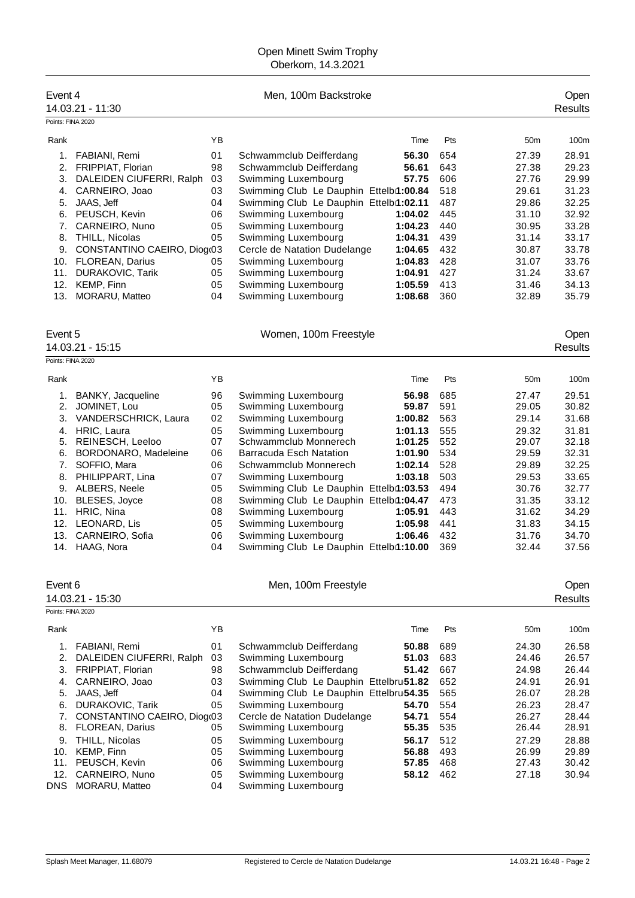Open Minett Swim Trophy
Oberkorn, 14.3.2021

## Event 4 — Men, 100m Backstroke — Open

14.03.21 - 11:30 — Results

Points: FINA 2020

| Rank | | YB | | Time | Pts | 50m | 100m |
|---|---|---|---|---|---|---|---|
| 1. | FABIANI, Remi | 01 | Schwammclub Deifferdang | **56.30** | 654 | 27.39 | 28.91 |
| 2. | FRIPPIAT, Florian | 98 | Schwammclub Deifferdang | **56.61** | 643 | 27.38 | 29.23 |
| 3. | DALEIDEN CIUFERRI, Ralph | 03 | Swimming Luxembourg | **57.75** | 606 | 27.76 | 29.99 |
| 4. | CARNEIRO, Joao | 03 | Swimming Club Le Dauphin Ettelb | **1:00.84** | 518 | 29.61 | 31.23 |
| 5. | JAAS, Jeff | 04 | Swimming Club Le Dauphin Ettelb | **1:02.11** | 487 | 29.86 | 32.25 |
| 6. | PEUSCH, Kevin | 06 | Swimming Luxembourg | **1:04.02** | 445 | 31.10 | 32.92 |
| 7. | CARNEIRO, Nuno | 05 | Swimming Luxembourg | **1:04.23** | 440 | 30.95 | 33.28 |
| 8. | THILL, Nicolas | 05 | Swimming Luxembourg | **1:04.31** | 439 | 31.14 | 33.17 |
| 9. | CONSTANTINO CAEIRO, Diog | 03 | Cercle de Natation Dudelange | **1:04.65** | 432 | 30.87 | 33.78 |
| 10. | FLOREAN, Darius | 05 | Swimming Luxembourg | **1:04.83** | 428 | 31.07 | 33.76 |
| 11. | DURAKOVIC, Tarik | 05 | Swimming Luxembourg | **1:04.91** | 427 | 31.24 | 33.67 |
| 12. | KEMP, Finn | 05 | Swimming Luxembourg | **1:05.59** | 413 | 31.46 | 34.13 |
| 13. | MORARU, Matteo | 04 | Swimming Luxembourg | **1:08.68** | 360 | 32.89 | 35.79 |

## Event 5 — Women, 100m Freestyle — Open

14.03.21 - 15:15 — Results

Points: FINA 2020

| Rank | | YB | | Time | Pts | 50m | 100m |
|---|---|---|---|---|---|---|---|
| 1. | BANKY, Jacqueline | 96 | Swimming Luxembourg | **56.98** | 685 | 27.47 | 29.51 |
| 2. | JOMINET, Lou | 05 | Swimming Luxembourg | **59.87** | 591 | 29.05 | 30.82 |
| 3. | VANDERSCHRICK, Laura | 02 | Swimming Luxembourg | **1:00.82** | 563 | 29.14 | 31.68 |
| 4. | HRIC, Laura | 05 | Swimming Luxembourg | **1:01.13** | 555 | 29.32 | 31.81 |
| 5. | REINESCH, Leeloo | 07 | Schwammclub Monnerech | **1:01.25** | 552 | 29.07 | 32.18 |
| 6. | BORDONARO, Madeleine | 06 | Barracuda Esch Natation | **1:01.90** | 534 | 29.59 | 32.31 |
| 7. | SOFFIO, Mara | 06 | Schwammclub Monnerech | **1:02.14** | 528 | 29.89 | 32.25 |
| 8. | PHILIPPART, Lina | 07 | Swimming Luxembourg | **1:03.18** | 503 | 29.53 | 33.65 |
| 9. | ALBERS, Neele | 05 | Swimming Club Le Dauphin Ettelb | **1:03.53** | 494 | 30.76 | 32.77 |
| 10. | BLESES, Joyce | 08 | Swimming Club Le Dauphin Ettelb | **1:04.47** | 473 | 31.35 | 33.12 |
| 11. | HRIC, Nina | 08 | Swimming Luxembourg | **1:05.91** | 443 | 31.62 | 34.29 |
| 12. | LEONARD, Lis | 05 | Swimming Luxembourg | **1:05.98** | 441 | 31.83 | 34.15 |
| 13. | CARNEIRO, Sofia | 06 | Swimming Luxembourg | **1:06.46** | 432 | 31.76 | 34.70 |
| 14. | HAAG, Nora | 04 | Swimming Club Le Dauphin Ettelb | **1:10.00** | 369 | 32.44 | 37.56 |

## Event 6 — Men, 100m Freestyle — Open

14.03.21 - 15:30 — Results

Points: FINA 2020

| Rank | | YB | | Time | Pts | 50m | 100m |
|---|---|---|---|---|---|---|---|
| 1. | FABIANI, Remi | 01 | Schwammclub Deifferdang | **50.88** | 689 | 24.30 | 26.58 |
| 2. | DALEIDEN CIUFERRI, Ralph | 03 | Swimming Luxembourg | **51.03** | 683 | 24.46 | 26.57 |
| 3. | FRIPPIAT, Florian | 98 | Schwammclub Deifferdang | **51.42** | 667 | 24.98 | 26.44 |
| 4. | CARNEIRO, Joao | 03 | Swimming Club Le Dauphin Ettelbru | **51.82** | 652 | 24.91 | 26.91 |
| 5. | JAAS, Jeff | 04 | Swimming Club Le Dauphin Ettelbru | **54.35** | 565 | 26.07 | 28.28 |
| 6. | DURAKOVIC, Tarik | 05 | Swimming Luxembourg | **54.70** | 554 | 26.23 | 28.47 |
| 7. | CONSTANTINO CAEIRO, Diog | 03 | Cercle de Natation Dudelange | **54.71** | 554 | 26.27 | 28.44 |
| 8. | FLOREAN, Darius | 05 | Swimming Luxembourg | **55.35** | 535 | 26.44 | 28.91 |
| 9. | THILL, Nicolas | 05 | Swimming Luxembourg | **56.17** | 512 | 27.29 | 28.88 |
| 10. | KEMP, Finn | 05 | Swimming Luxembourg | **56.88** | 493 | 26.99 | 29.89 |
| 11. | PEUSCH, Kevin | 06 | Swimming Luxembourg | **57.85** | 468 | 27.43 | 30.42 |
| 12. | CARNEIRO, Nuno | 05 | Swimming Luxembourg | **58.12** | 462 | 27.18 | 30.94 |
| DNS | MORARU, Matteo | 04 | Swimming Luxembourg | | | | |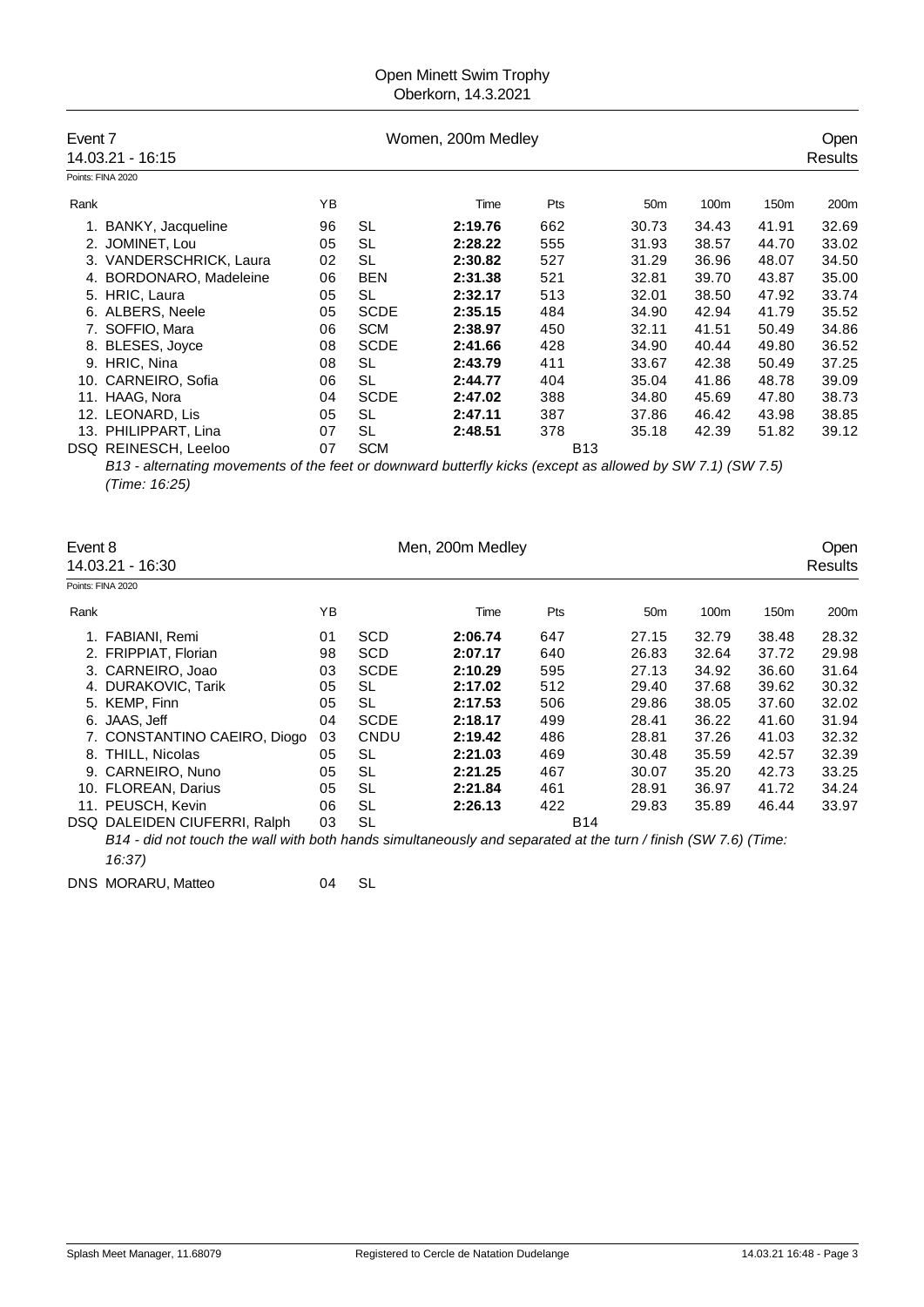Open Minett Swim Trophy
Oberkorn, 14.3.2021

## Event 7 — Women, 200m Medley — Open Results

14.03.21 - 16:15

Points: FINA 2020

| Rank | | YB | | Time | Pts | 50m | 100m | 150m | 200m |
|---|---|---|---|---|---|---|---|---|---|
| 1. | BANKY, Jacqueline | 96 | SL | **2:19.76** | 662 | 30.73 | 34.43 | 41.91 | 32.69 |
| 2. | JOMINET, Lou | 05 | SL | **2:28.22** | 555 | 31.93 | 38.57 | 44.70 | 33.02 |
| 3. | VANDERSCHRICK, Laura | 02 | SL | **2:30.82** | 527 | 31.29 | 36.96 | 48.07 | 34.50 |
| 4. | BORDONARO, Madeleine | 06 | BEN | **2:31.38** | 521 | 32.81 | 39.70 | 43.87 | 35.00 |
| 5. | HRIC, Laura | 05 | SL | **2:32.17** | 513 | 32.01 | 38.50 | 47.92 | 33.74 |
| 6. | ALBERS, Neele | 05 | SCDE | **2:35.15** | 484 | 34.90 | 42.94 | 41.79 | 35.52 |
| 7. | SOFFIO, Mara | 06 | SCM | **2:38.97** | 450 | 32.11 | 41.51 | 50.49 | 34.86 |
| 8. | BLESES, Joyce | 08 | SCDE | **2:41.66** | 428 | 34.90 | 40.44 | 49.80 | 36.52 |
| 9. | HRIC, Nina | 08 | SL | **2:43.79** | 411 | 33.67 | 42.38 | 50.49 | 37.25 |
| 10. | CARNEIRO, Sofia | 06 | SL | **2:44.77** | 404 | 35.04 | 41.86 | 48.78 | 39.09 |
| 11. | HAAG, Nora | 04 | SCDE | **2:47.02** | 388 | 34.80 | 45.69 | 47.80 | 38.73 |
| 12. | LEONARD, Lis | 05 | SL | **2:47.11** | 387 | 37.86 | 46.42 | 43.98 | 38.85 |
| 13. | PHILIPPART, Lina | 07 | SL | **2:48.51** | 378 | 35.18 | 42.39 | 51.82 | 39.12 |
| DSQ | REINESCH, Leeloo | 07 | SCM | | B13 | | | | |

*B13 - alternating movements of the feet or downward butterfly kicks (except as allowed by SW 7.1) (SW 7.5) (Time: 16:25)*

## Event 8 — Men, 200m Medley — Open Results

14.03.21 - 16:30

Points: FINA 2020

| Rank | | YB | | Time | Pts | 50m | 100m | 150m | 200m |
|---|---|---|---|---|---|---|---|---|---|
| 1. | FABIANI, Remi | 01 | SCD | **2:06.74** | 647 | 27.15 | 32.79 | 38.48 | 28.32 |
| 2. | FRIPPIAT, Florian | 98 | SCD | **2:07.17** | 640 | 26.83 | 32.64 | 37.72 | 29.98 |
| 3. | CARNEIRO, Joao | 03 | SCDE | **2:10.29** | 595 | 27.13 | 34.92 | 36.60 | 31.64 |
| 4. | DURAKOVIC, Tarik | 05 | SL | **2:17.02** | 512 | 29.40 | 37.68 | 39.62 | 30.32 |
| 5. | KEMP, Finn | 05 | SL | **2:17.53** | 506 | 29.86 | 38.05 | 37.60 | 32.02 |
| 6. | JAAS, Jeff | 04 | SCDE | **2:18.17** | 499 | 28.41 | 36.22 | 41.60 | 31.94 |
| 7. | CONSTANTINO CAEIRO, Diogo | 03 | CNDU | **2:19.42** | 486 | 28.81 | 37.26 | 41.03 | 32.32 |
| 8. | THILL, Nicolas | 05 | SL | **2:21.03** | 469 | 30.48 | 35.59 | 42.57 | 32.39 |
| 9. | CARNEIRO, Nuno | 05 | SL | **2:21.25** | 467 | 30.07 | 35.20 | 42.73 | 33.25 |
| 10. | FLOREAN, Darius | 05 | SL | **2:21.84** | 461 | 28.91 | 36.97 | 41.72 | 34.24 |
| 11. | PEUSCH, Kevin | 06 | SL | **2:26.13** | 422 | 29.83 | 35.89 | 46.44 | 33.97 |
| DSQ | DALEIDEN CIUFERRI, Ralph | 03 | SL | | B14 | | | | |
| DNS | MORARU, Matteo | 04 | SL | | | | | | |

*B14 - did not touch the wall with both hands simultaneously and separated at the turn / finish (SW 7.6) (Time: 16:37)*